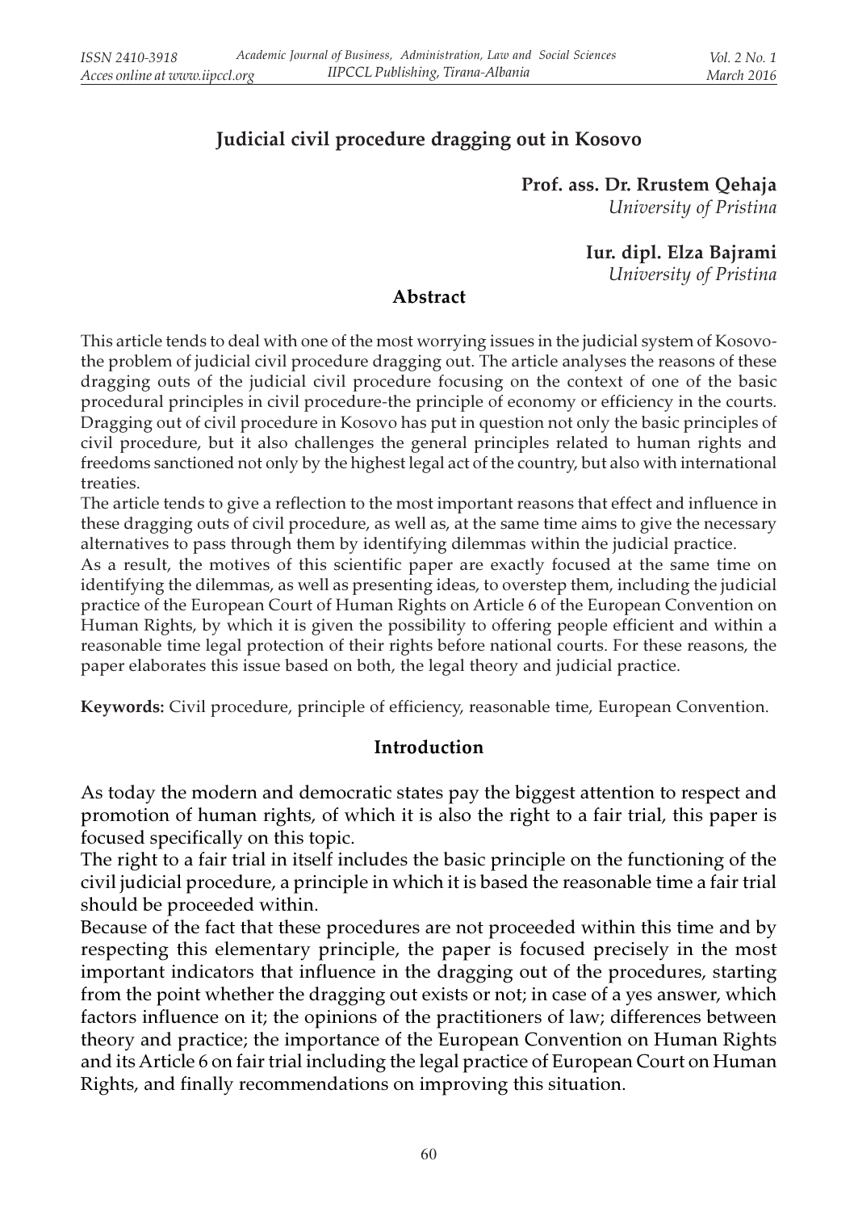# Judicial civil procedure dragging out in Kosovo

**Prof. ass. Dr. Rrustem Qehaja**
*University of Pristina*

**Iur. dipl. Elza Bajrami**
*University of Pristina*

## Abstract

This article tends to deal with one of the most worrying issues in the judicial system of Kosovo-the problem of judicial civil procedure dragging out. The article analyses the reasons of these dragging outs of the judicial civil procedure focusing on the context of one of the basic procedural principles in civil procedure-the principle of economy or efficiency in the courts. Dragging out of civil procedure in Kosovo has put in question not only the basic principles of civil procedure, but it also challenges the general principles related to human rights and freedoms sanctioned not only by the highest legal act of the country, but also with international treaties.

The article tends to give a reflection to the most important reasons that effect and influence in these dragging outs of civil procedure, as well as, at the same time aims to give the necessary alternatives to pass through them by identifying dilemmas within the judicial practice.

As a result, the motives of this scientific paper are exactly focused at the same time on identifying the dilemmas, as well as presenting ideas, to overstep them, including the judicial practice of the European Court of Human Rights on Article 6 of the European Convention on Human Rights, by which it is given the possibility to offering people efficient and within a reasonable time legal protection of their rights before national courts. For these reasons, the paper elaborates this issue based on both, the legal theory and judicial practice.

**Keywords:** Civil procedure, principle of efficiency, reasonable time, European Convention.

## Introduction

As today the modern and democratic states pay the biggest attention to respect and promotion of human rights, of which it is also the right to a fair trial, this paper is focused specifically on this topic.

The right to a fair trial in itself includes the basic principle on the functioning of the civil judicial procedure, a principle in which it is based the reasonable time a fair trial should be proceeded within.

Because of the fact that these procedures are not proceeded within this time and by respecting this elementary principle, the paper is focused precisely in the most important indicators that influence in the dragging out of the procedures, starting from the point whether the dragging out exists or not; in case of a yes answer, which factors influence on it; the opinions of the practitioners of law; differences between theory and practice; the importance of the European Convention on Human Rights and its Article 6 on fair trial including the legal practice of European Court on Human Rights, and finally recommendations on improving this situation.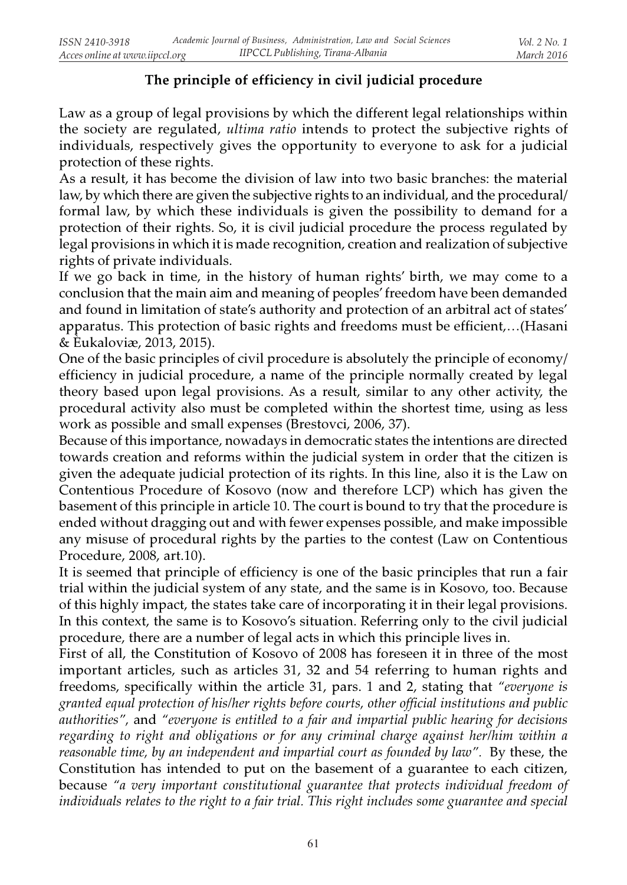## The principle of efficiency in civil judicial procedure

Law as a group of legal provisions by which the different legal relationships within the society are regulated, *ultima ratio* intends to protect the subjective rights of individuals, respectively gives the opportunity to everyone to ask for a judicial protection of these rights.

As a result, it has become the division of law into two basic branches: the material law, by which there are given the subjective rights to an individual, and the procedural/ formal law, by which these individuals is given the possibility to demand for a protection of their rights. So, it is civil judicial procedure the process regulated by legal provisions in which it is made recognition, creation and realization of subjective rights of private individuals.

If we go back in time, in the history of human rights' birth, we may come to a conclusion that the main aim and meaning of peoples' freedom have been demanded and found in limitation of state's authority and protection of an arbitral act of states' apparatus. This protection of basic rights and freedoms must be efficient,…(Hasani & Èukaloviæ, 2013, 2015).

One of the basic principles of civil procedure is absolutely the principle of economy/ efficiency in judicial procedure, a name of the principle normally created by legal theory based upon legal provisions. As a result, similar to any other activity, the procedural activity also must be completed within the shortest time, using as less work as possible and small expenses (Brestovci, 2006, 37).

Because of this importance, nowadays in democratic states the intentions are directed towards creation and reforms within the judicial system in order that the citizen is given the adequate judicial protection of its rights. In this line, also it is the Law on Contentious Procedure of Kosovo (now and therefore LCP) which has given the basement of this principle in article 10. The court is bound to try that the procedure is ended without dragging out and with fewer expenses possible, and make impossible any misuse of procedural rights by the parties to the contest (Law on Contentious Procedure, 2008, art.10).

It is seemed that principle of efficiency is one of the basic principles that run a fair trial within the judicial system of any state, and the same is in Kosovo, too. Because of this highly impact, the states take care of incorporating it in their legal provisions. In this context, the same is to Kosovo's situation. Referring only to the civil judicial procedure, there are a number of legal acts in which this principle lives in.

First of all, the Constitution of Kosovo of 2008 has foreseen it in three of the most important articles, such as articles 31, 32 and 54 referring to human rights and freedoms, specifically within the article 31, pars. 1 and 2, stating that *"everyone is granted equal protection of his/her rights before courts, other official institutions and public authorities"*, and *"everyone is entitled to a fair and impartial public hearing for decisions regarding to right and obligations or for any criminal charge against her/him within a reasonable time, by an independent and impartial court as founded by law".* By these, the Constitution has intended to put on the basement of a guarantee to each citizen, because *"a very important constitutional guarantee that protects individual freedom of individuals relates to the right to a fair trial. This right includes some guarantee and special*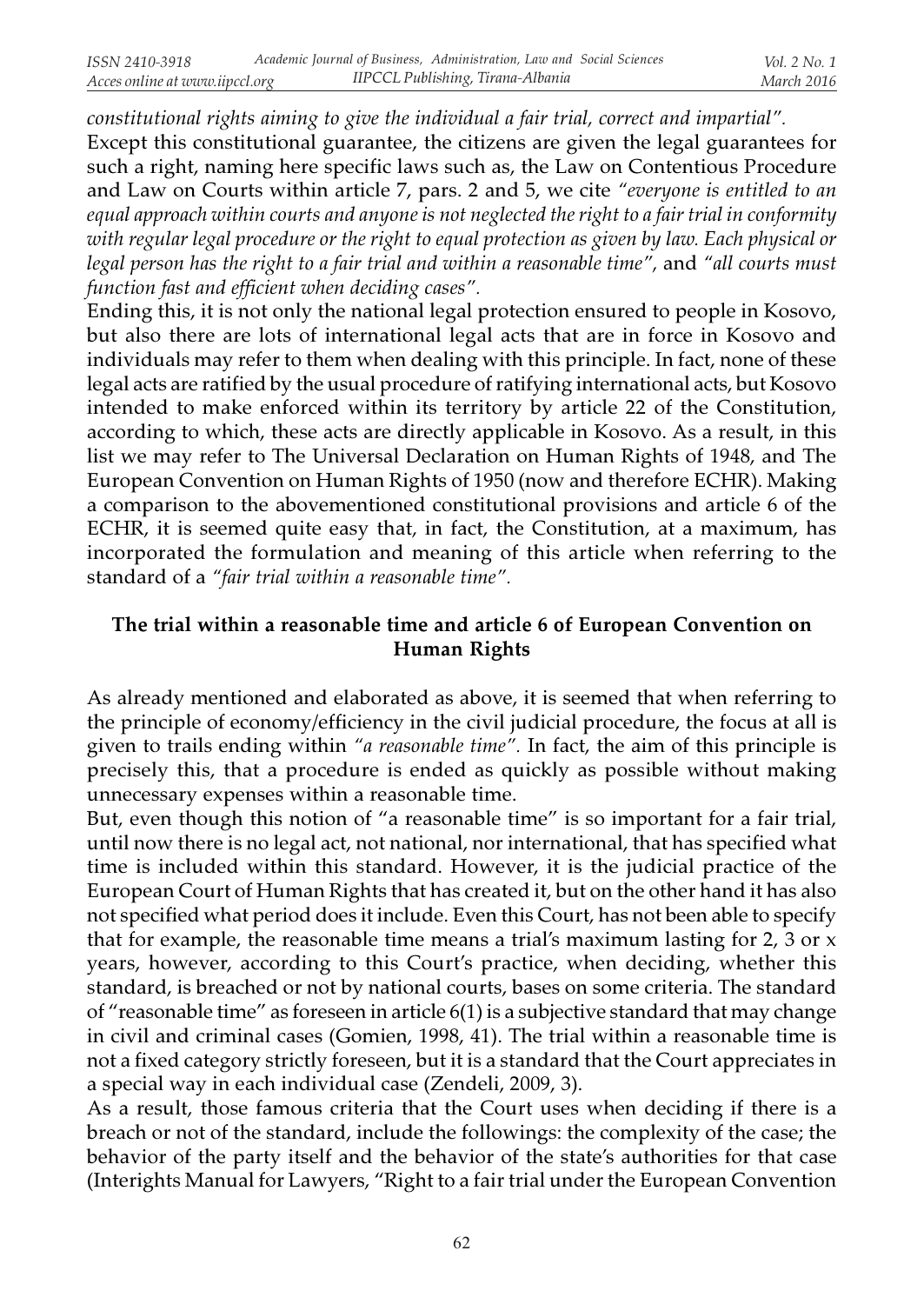*constitutional rights aiming to give the individual a fair trial, correct and impartial".*

Except this constitutional guarantee, the citizens are given the legal guarantees for such a right, naming here specific laws such as, the Law on Contentious Procedure and Law on Courts within article 7, pars. 2 and 5, we cite *"everyone is entitled to an equal approach within courts and anyone is not neglected the right to a fair trial in conformity with regular legal procedure or the right to equal protection as given by law. Each physical or legal person has the right to a fair trial and within a reasonable time"*, and *"all courts must function fast and efficient when deciding cases".*

Ending this, it is not only the national legal protection ensured to people in Kosovo, but also there are lots of international legal acts that are in force in Kosovo and individuals may refer to them when dealing with this principle. In fact, none of these legal acts are ratified by the usual procedure of ratifying international acts, but Kosovo intended to make enforced within its territory by article 22 of the Constitution, according to which, these acts are directly applicable in Kosovo. As a result, in this list we may refer to The Universal Declaration on Human Rights of 1948, and The European Convention on Human Rights of 1950 (now and therefore ECHR). Making a comparison to the abovementioned constitutional provisions and article 6 of the ECHR, it is seemed quite easy that, in fact, the Constitution, at a maximum, has incorporated the formulation and meaning of this article when referring to the standard of a *"fair trial within a reasonable time".*

## The trial within a reasonable time and article 6 of European Convention on Human Rights

As already mentioned and elaborated as above, it is seemed that when referring to the principle of economy/efficiency in the civil judicial procedure, the focus at all is given to trails ending within *"a reasonable time".* In fact, the aim of this principle is precisely this, that a procedure is ended as quickly as possible without making unnecessary expenses within a reasonable time.

But, even though this notion of "a reasonable time" is so important for a fair trial, until now there is no legal act, not national, nor international, that has specified what time is included within this standard. However, it is the judicial practice of the European Court of Human Rights that has created it, but on the other hand it has also not specified what period does it include. Even this Court, has not been able to specify that for example, the reasonable time means a trial's maximum lasting for 2, 3 or x years, however, according to this Court's practice, when deciding, whether this standard, is breached or not by national courts, bases on some criteria. The standard of "reasonable time" as foreseen in article 6(1) is a subjective standard that may change in civil and criminal cases (Gomien, 1998, 41). The trial within a reasonable time is not a fixed category strictly foreseen, but it is a standard that the Court appreciates in a special way in each individual case (Zendeli, 2009, 3).

As a result, those famous criteria that the Court uses when deciding if there is a breach or not of the standard, include the followings: the complexity of the case; the behavior of the party itself and the behavior of the state's authorities for that case (Interights Manual for Lawyers, "Right to a fair trial under the European Convention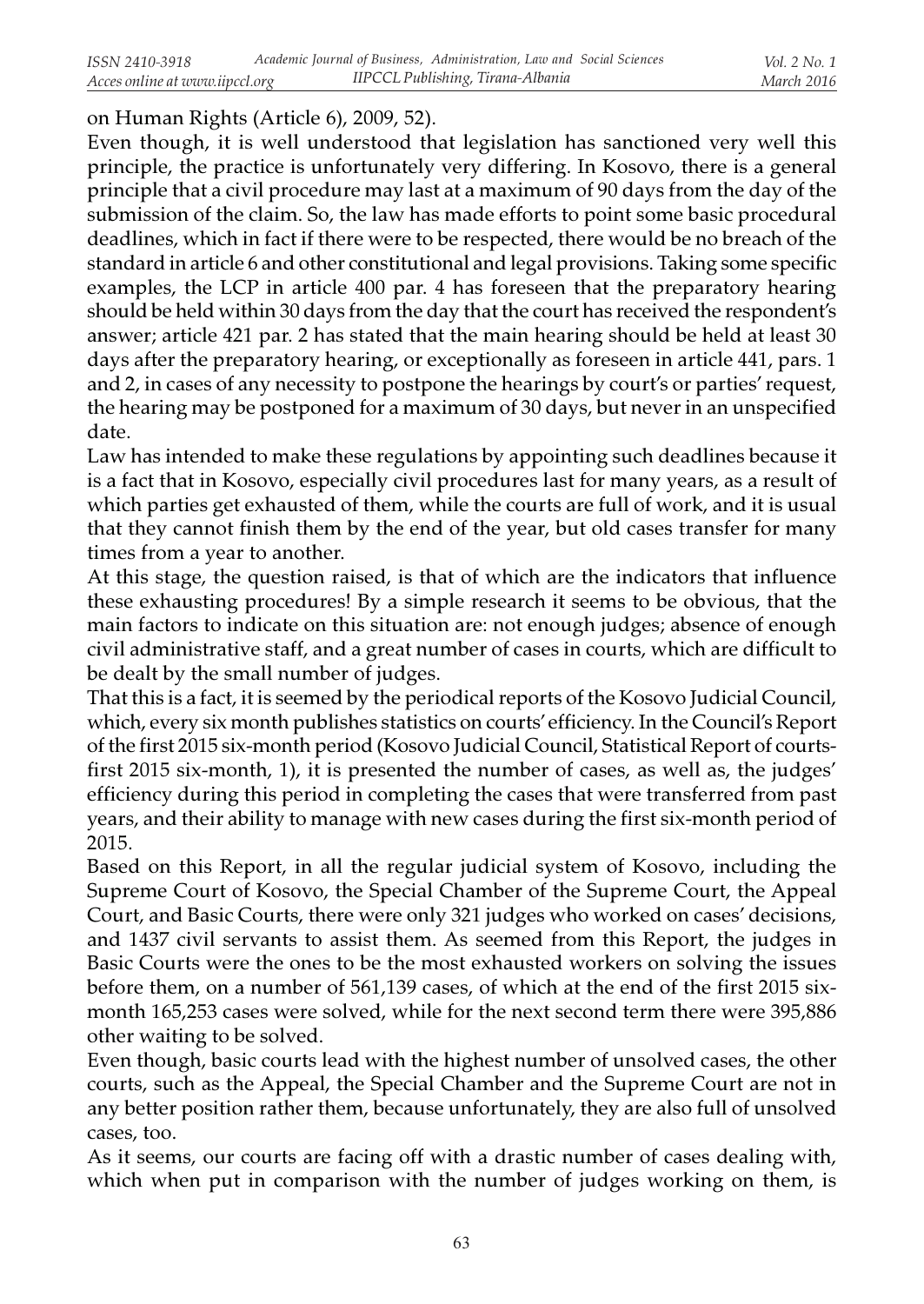on Human Rights (Article 6), 2009, 52).

Even though, it is well understood that legislation has sanctioned very well this principle, the practice is unfortunately very differing. In Kosovo, there is a general principle that a civil procedure may last at a maximum of 90 days from the day of the submission of the claim. So, the law has made efforts to point some basic procedural deadlines, which in fact if there were to be respected, there would be no breach of the standard in article 6 and other constitutional and legal provisions. Taking some specific examples, the LCP in article 400 par. 4 has foreseen that the preparatory hearing should be held within 30 days from the day that the court has received the respondent's answer; article 421 par. 2 has stated that the main hearing should be held at least 30 days after the preparatory hearing, or exceptionally as foreseen in article 441, pars. 1 and 2, in cases of any necessity to postpone the hearings by court's or parties' request, the hearing may be postponed for a maximum of 30 days, but never in an unspecified date.

Law has intended to make these regulations by appointing such deadlines because it is a fact that in Kosovo, especially civil procedures last for many years, as a result of which parties get exhausted of them, while the courts are full of work, and it is usual that they cannot finish them by the end of the year, but old cases transfer for many times from a year to another.

At this stage, the question raised, is that of which are the indicators that influence these exhausting procedures! By a simple research it seems to be obvious, that the main factors to indicate on this situation are: not enough judges; absence of enough civil administrative staff, and a great number of cases in courts, which are difficult to be dealt by the small number of judges.

That this is a fact, it is seemed by the periodical reports of the Kosovo Judicial Council, which, every six month publishes statistics on courts' efficiency. In the Council's Report of the first 2015 six-month period (Kosovo Judicial Council, Statistical Report of courts-first 2015 six-month, 1), it is presented the number of cases, as well as, the judges' efficiency during this period in completing the cases that were transferred from past years, and their ability to manage with new cases during the first six-month period of 2015.

Based on this Report, in all the regular judicial system of Kosovo, including the Supreme Court of Kosovo, the Special Chamber of the Supreme Court, the Appeal Court, and Basic Courts, there were only 321 judges who worked on cases' decisions, and 1437 civil servants to assist them. As seemed from this Report, the judges in Basic Courts were the ones to be the most exhausted workers on solving the issues before them, on a number of 561,139 cases, of which at the end of the first 2015 six-month 165,253 cases were solved, while for the next second term there were 395,886 other waiting to be solved.

Even though, basic courts lead with the highest number of unsolved cases, the other courts, such as the Appeal, the Special Chamber and the Supreme Court are not in any better position rather them, because unfortunately, they are also full of unsolved cases, too.

As it seems, our courts are facing off with a drastic number of cases dealing with, which when put in comparison with the number of judges working on them, is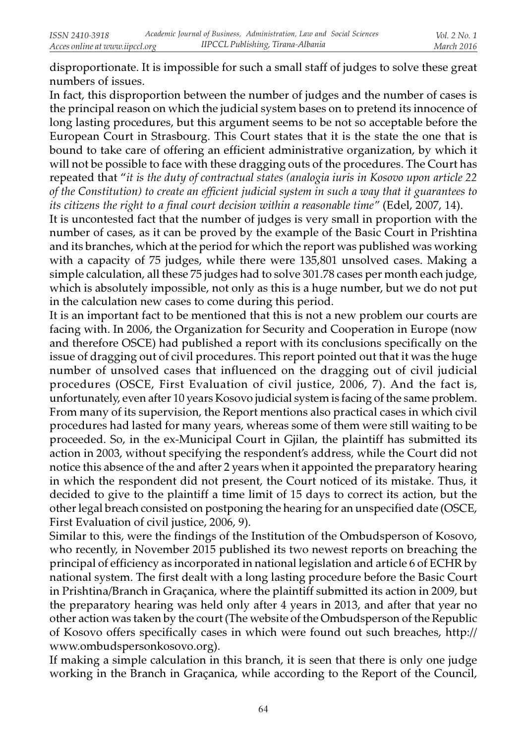disproportionate. It is impossible for such a small staff of judges to solve these great numbers of issues.

In fact, this disproportion between the number of judges and the number of cases is the principal reason on which the judicial system bases on to pretend its innocence of long lasting procedures, but this argument seems to be not so acceptable before the European Court in Strasbourg. This Court states that it is the state the one that is bound to take care of offering an efficient administrative organization, by which it will not be possible to face with these dragging outs of the procedures. The Court has repeated that "*it is the duty of contractual states (analogia iuris in Kosovo upon article 22 of the Constitution) to create an efficient judicial system in such a way that it guarantees to its citizens the right to a final court decision within a reasonable time*" (Edel, 2007, 14).

It is uncontested fact that the number of judges is very small in proportion with the number of cases, as it can be proved by the example of the Basic Court in Prishtina and its branches, which at the period for which the report was published was working with a capacity of 75 judges, while there were 135,801 unsolved cases. Making a simple calculation, all these 75 judges had to solve 301.78 cases per month each judge, which is absolutely impossible, not only as this is a huge number, but we do not put in the calculation new cases to come during this period.

It is an important fact to be mentioned that this is not a new problem our courts are facing with. In 2006, the Organization for Security and Cooperation in Europe (now and therefore OSCE) had published a report with its conclusions specifically on the issue of dragging out of civil procedures. This report pointed out that it was the huge number of unsolved cases that influenced on the dragging out of civil judicial procedures (OSCE, First Evaluation of civil justice, 2006, 7). And the fact is, unfortunately, even after 10 years Kosovo judicial system is facing of the same problem. From many of its supervision, the Report mentions also practical cases in which civil procedures had lasted for many years, whereas some of them were still waiting to be proceeded. So, in the ex-Municipal Court in Gjilan, the plaintiff has submitted its action in 2003, without specifying the respondent's address, while the Court did not notice this absence of the and after 2 years when it appointed the preparatory hearing in which the respondent did not present, the Court noticed of its mistake. Thus, it decided to give to the plaintiff a time limit of 15 days to correct its action, but the other legal breach consisted on postponing the hearing for an unspecified date (OSCE, First Evaluation of civil justice, 2006, 9).

Similar to this, were the findings of the Institution of the Ombudsperson of Kosovo, who recently, in November 2015 published its two newest reports on breaching the principal of efficiency as incorporated in national legislation and article 6 of ECHR by national system. The first dealt with a long lasting procedure before the Basic Court in Prishtina/Branch in Graçanica, where the plaintiff submitted its action in 2009, but the preparatory hearing was held only after 4 years in 2013, and after that year no other action was taken by the court (The website of the Ombudsperson of the Republic of Kosovo offers specifically cases in which were found out such breaches, http://www.ombudspersonkosovo.org).

If making a simple calculation in this branch, it is seen that there is only one judge working in the Branch in Graçanica, while according to the Report of the Council,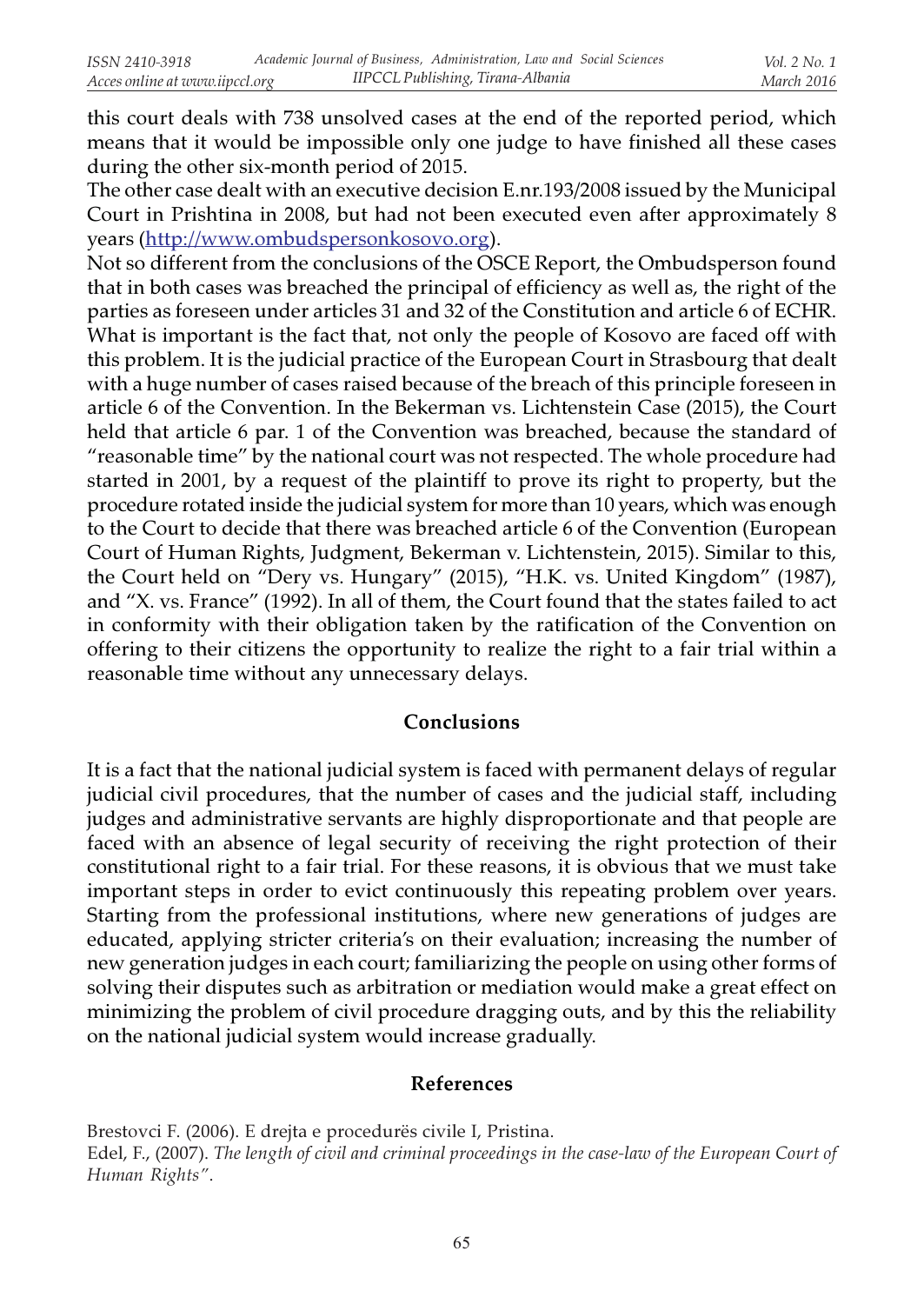this court deals with 738 unsolved cases at the end of the reported period, which means that it would be impossible only one judge to have finished all these cases during the other six-month period of 2015.

The other case dealt with an executive decision E.nr.193/2008 issued by the Municipal Court in Prishtina in 2008, but had not been executed even after approximately 8 years (http://www.ombudspersonkosovo.org).

Not so different from the conclusions of the OSCE Report, the Ombudsperson found that in both cases was breached the principal of efficiency as well as, the right of the parties as foreseen under articles 31 and 32 of the Constitution and article 6 of ECHR. What is important is the fact that, not only the people of Kosovo are faced off with this problem. It is the judicial practice of the European Court in Strasbourg that dealt with a huge number of cases raised because of the breach of this principle foreseen in article 6 of the Convention. In the Bekerman vs. Lichtenstein Case (2015), the Court held that article 6 par. 1 of the Convention was breached, because the standard of "reasonable time" by the national court was not respected. The whole procedure had started in 2001, by a request of the plaintiff to prove its right to property, but the procedure rotated inside the judicial system for more than 10 years, which was enough to the Court to decide that there was breached article 6 of the Convention (European Court of Human Rights, Judgment, Bekerman v. Lichtenstein, 2015). Similar to this, the Court held on "Dery vs. Hungary" (2015), "H.K. vs. United Kingdom" (1987), and "X. vs. France" (1992). In all of them, the Court found that the states failed to act in conformity with their obligation taken by the ratification of the Convention on offering to their citizens the opportunity to realize the right to a fair trial within a reasonable time without any unnecessary delays.

## Conclusions

It is a fact that the national judicial system is faced with permanent delays of regular judicial civil procedures, that the number of cases and the judicial staff, including judges and administrative servants are highly disproportionate and that people are faced with an absence of legal security of receiving the right protection of their constitutional right to a fair trial. For these reasons, it is obvious that we must take important steps in order to evict continuously this repeating problem over years. Starting from the professional institutions, where new generations of judges are educated, applying stricter criteria's on their evaluation; increasing the number of new generation judges in each court; familiarizing the people on using other forms of solving their disputes such as arbitration or mediation would make a great effect on minimizing the problem of civil procedure dragging outs, and by this the reliability on the national judicial system would increase gradually.

## References

Brestovci F. (2006). E drejta e procedurës civile I, Pristina.

Edel, F., (2007). *The length of civil and criminal proceedings in the case-law of the European Court of Human Rights".*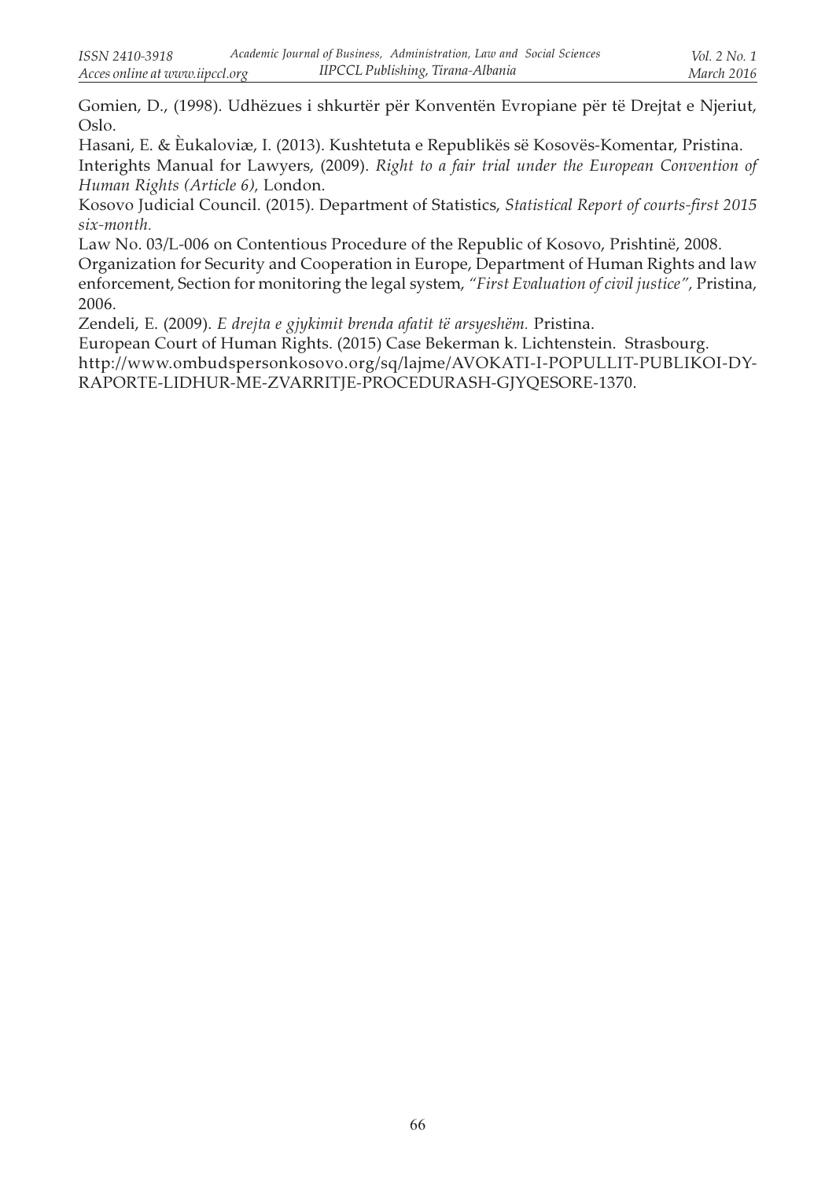Gomien, D., (1998). Udhëzues i shkurtër për Konventën Evropiane për të Drejtat e Njeriut, Oslo.

Hasani, E. & Èukaloviæ, I. (2013). Kushtetuta e Republikës së Kosovës-Komentar, Pristina.

Interights Manual for Lawyers, (2009). *Right to a fair trial under the European Convention of Human Rights (Article 6)*, London.

Kosovo Judicial Council. (2015). Department of Statistics, *Statistical Report of courts-first 2015 six-month.*

Law No. 03/L-006 on Contentious Procedure of the Republic of Kosovo, Prishtinë, 2008.

Organization for Security and Cooperation in Europe, Department of Human Rights and law enforcement, Section for monitoring the legal system, *"First Evaluation of civil justice"*, Pristina, 2006.

Zendeli, E. (2009). *E drejta e gjykimit brenda afatit të arsyeshëm.* Pristina.

European Court of Human Rights. (2015) Case Bekerman k. Lichtenstein. Strasbourg.

http://www.ombudspersonkosovo.org/sq/lajme/AVOKATI-I-POPULLIT-PUBLIKOI-DY-RAPORTE-LIDHUR-ME-ZVARRITJE-PROCEDURASH-GJYQESORE-1370.